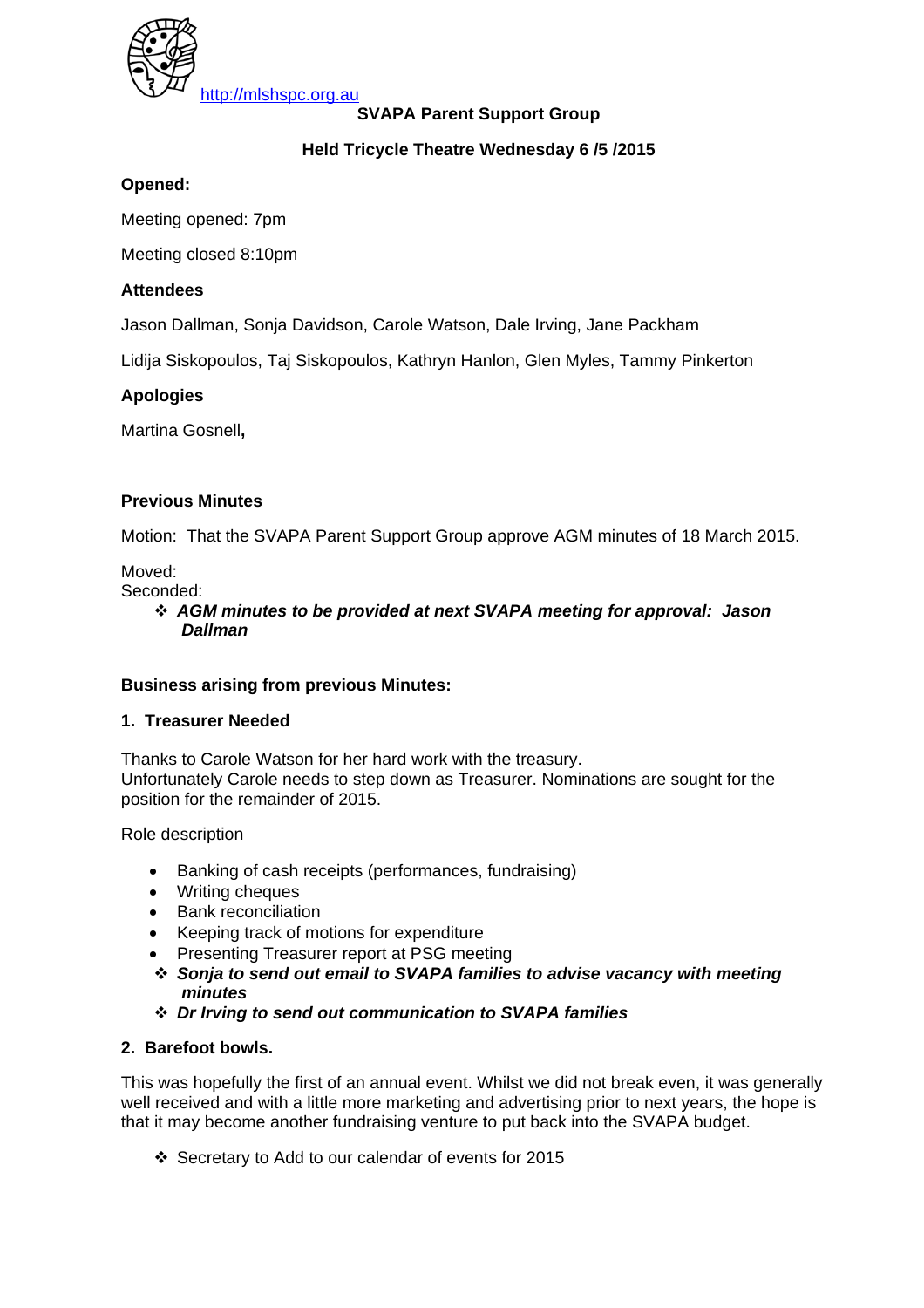http://mlshspc.org.au

**SVAPA Parent Support Group**

**Held Tricycle Theatre Wednesday 6 /5 /2015**

**Opened:**

Meeting opened: 7pm

Meeting closed 8:10pm

**Attendees**

Jason Dallman, Sonja Davidson, Carole Watson, Dale Irving, Jane Packham

Lidija Siskopoulos, Taj Siskopoulos, Kathryn Hanlon, Glen Myles, Tammy Pinkerton

**Apologies**

Martina Gosnell**,**

**Previous Minutes**

Motion: That the SVAPA Parent Support Group approve AGM minutes of 18 March 2015.

Moved:
Seconded:

- ***AGM minutes to be provided at next SVAPA meeting for approval: Jason Dallman***

**Business arising from previous Minutes:**

**1. Treasurer Needed**

Thanks to Carole Watson for her hard work with the treasury.
Unfortunately Carole needs to step down as Treasurer. Nominations are sought for the position for the remainder of 2015.

Role description

- Banking of cash receipts (performances, fundraising)
- Writing cheques
- Bank reconciliation
- Keeping track of motions for expenditure
- Presenting Treasurer report at PSG meeting
- ***Sonja to send out email to SVAPA families to advise vacancy with meeting minutes***
- ***Dr Irving to send out communication to SVAPA families***

**2. Barefoot bowls.**

This was hopefully the first of an annual event. Whilst we did not break even, it was generally well received and with a little more marketing and advertising prior to next years, the hope is that it may become another fundraising venture to put back into the SVAPA budget.

- Secretary to Add to our calendar of events for 2015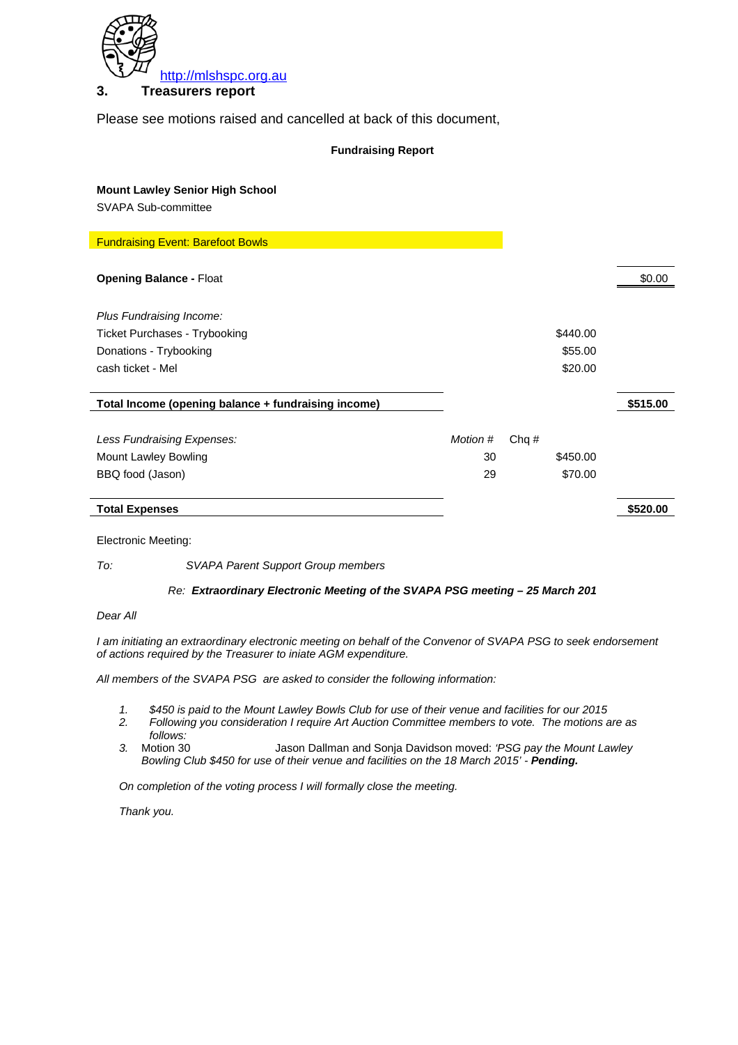http://mlshspc.org.au

## 3. Treasurers report

Please see motions raised and cancelled at back of this document,

**Fundraising Report**

**Mount Lawley Senior High School**
SVAPA Sub-committee

| Fundraising Event: Barefoot Bowls | | | | |
|---|---|---|---|---|
| **Opening Balance -** Float | | | | $0.00 |
| *Plus Fundraising Income:* | | | | |
| Ticket Purchases - Trybooking | | | $440.00 | |
| Donations - Trybooking | | | $55.00 | |
| cash ticket - Mel | | | $20.00 | |
| **Total Income (opening balance + fundraising income)** | | | | **$515.00** |
| *Less Fundraising Expenses:* | *Motion #* | Chq # | | |
| Mount Lawley Bowling | 30 | | $450.00 | |
| BBQ food (Jason) | 29 | | $70.00 | |
| **Total Expenses** | | | | **$520.00** |

Electronic Meeting:

*To:* *SVAPA Parent Support Group members*

*Re:* ***Extraordinary Electronic Meeting of the SVAPA PSG meeting – 25 March 201***

*Dear All*

*I am initiating an extraordinary electronic meeting on behalf of the Convenor of SVAPA PSG to seek endorsement of actions required by the Treasurer to iniate AGM expenditure.*

*All members of the SVAPA PSG are asked to consider the following information:*

1. *$450 is paid to the Mount Lawley Bowls Club for use of their venue and facilities for our 2015*
2. *Following you consideration I require Art Auction Committee members to vote. The motions are as follows:*
3. Motion 30 Jason Dallman and Sonja Davidson moved: *'PSG pay the Mount Lawley Bowling Club $450 for use of their venue and facilities on the 18 March 2015'* - ***Pending.***

*On completion of the voting process I will formally close the meeting.*

*Thank you.*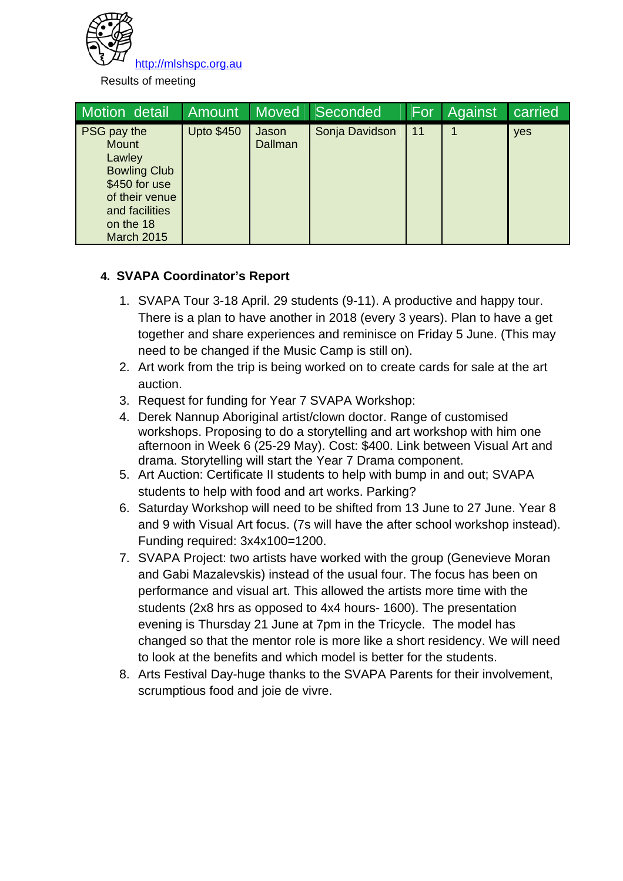http://mlshspc.org.au

Results of meeting

| Motion detail | Amount | Moved | Seconded | For | Against | carried |
|---|---|---|---|---|---|---|
| PSG pay the Mount Lawley Bowling Club $450 for use of their venue and facilities on the 18 March 2015 | Upto $450 | Jason Dallman | Sonja Davidson | 11 | 1 | yes |

**4. SVAPA Coordinator's Report**

1. SVAPA Tour 3-18 April. 29 students (9-11). A productive and happy tour. There is a plan to have another in 2018 (every 3 years). Plan to have a get together and share experiences and reminisce on Friday 5 June. (This may need to be changed if the Music Camp is still on).
2. Art work from the trip is being worked on to create cards for sale at the art auction.
3. Request for funding for Year 7 SVAPA Workshop:
4. Derek Nannup Aboriginal artist/clown doctor. Range of customised workshops. Proposing to do a storytelling and art workshop with him one afternoon in Week 6 (25-29 May). Cost: $400. Link between Visual Art and drama. Storytelling will start the Year 7 Drama component.
5. Art Auction: Certificate II students to help with bump in and out; SVAPA students to help with food and art works. Parking?
6. Saturday Workshop will need to be shifted from 13 June to 27 June. Year 8 and 9 with Visual Art focus. (7s will have the after school workshop instead). Funding required: 3x4x100=1200.
7. SVAPA Project: two artists have worked with the group (Genevieve Moran and Gabi Mazalevskis) instead of the usual four. The focus has been on performance and visual art. This allowed the artists more time with the students (2x8 hrs as opposed to 4x4 hours- 1600). The presentation evening is Thursday 21 June at 7pm in the Tricycle. The model has changed so that the mentor role is more like a short residency. We will need to look at the benefits and which model is better for the students.
8. Arts Festival Day-huge thanks to the SVAPA Parents for their involvement, scrumptious food and joie de vivre.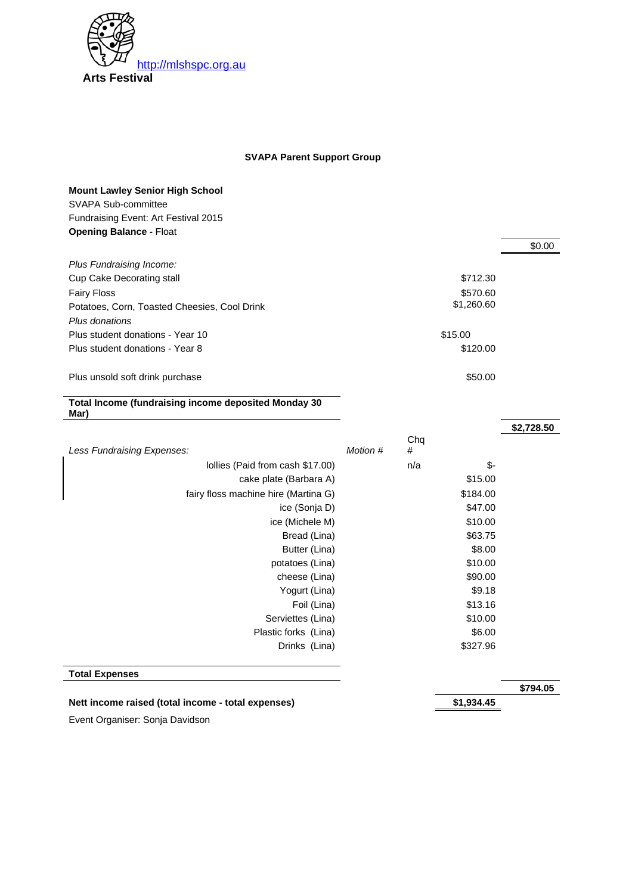http://mlshspc.org.au

**Arts Festival**

**SVAPA Parent Support Group**

**Mount Lawley Senior High School**
SVAPA Sub-committee
Fundraising Event: Art Festival 2015
**Opening Balance -** Float

| | | | | |
|---|---|---|---|---|
| **Opening Balance -** Float | | | | $0.00 |
| *Plus Fundraising Income:* | | | | |
| Cup Cake Decorating stall | | | $712.30 | |
| Fairy Floss | | | $570.60 | |
| Potatoes, Corn, Toasted Cheesies, Cool Drink | | | $1,260.60 | |
| *Plus donations* | | | | |
| Plus student donations - Year 10 | | | $15.00 | |
| Plus student donations - Year 8 | | | $120.00 | |
| Plus unsold soft drink purchase | | | $50.00 | |
| **Total Income (fundraising income deposited Monday 30 Mar)** | | | | **$2,728.50** |
| *Less Fundraising Expenses:* | *Motion #* | Chq # | | |
| lollies (Paid from cash $17.00) | | n/a | $- | |
| cake plate (Barbara A) | | | $15.00 | |
| fairy floss machine hire (Martina G) | | | $184.00 | |
| ice (Sonja D) | | | $47.00 | |
| ice (Michele M) | | | $10.00 | |
| Bread (Lina) | | | $63.75 | |
| Butter (Lina) | | | $8.00 | |
| potatoes (Lina) | | | $10.00 | |
| cheese (Lina) | | | $90.00 | |
| Yogurt (Lina) | | | $9.18 | |
| Foil (Lina) | | | $13.16 | |
| Serviettes (Lina) | | | $10.00 | |
| Plastic forks (Lina) | | | $6.00 | |
| Drinks (Lina) | | | $327.96 | |
| **Total Expenses** | | | | **$794.05** |
| **Nett income raised (total income - total expenses)** | | | **$1,934.45** | |

Event Organiser: Sonja Davidson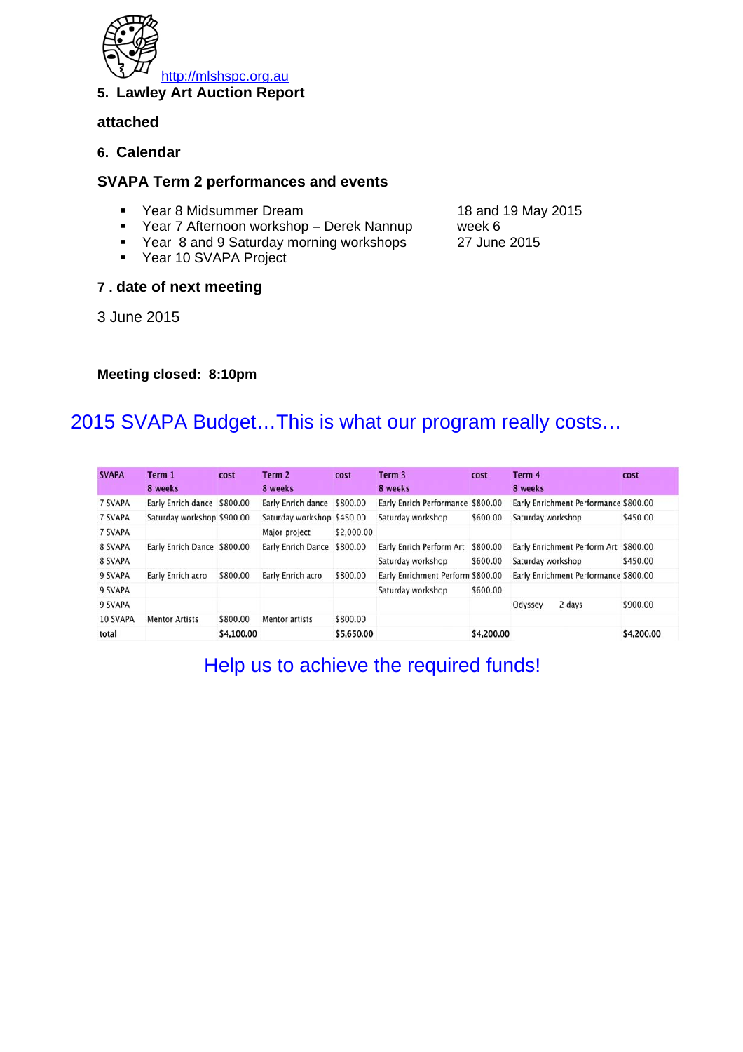http://mlshspc.org.au

**5. Lawley Art Auction Report**

**attached**

**6. Calendar**

**SVAPA Term 2 performances and events**

- Year 8 Midsummer Dream — 18 and 19 May 2015
- Year 7 Afternoon workshop – Derek Nannup — week 6
- Year 8 and 9 Saturday morning workshops — 27 June 2015
- Year 10 SVAPA Project

**7 . date of next meeting**

3 June 2015

**Meeting closed: 8:10pm**

## 2015 SVAPA Budget…This is what our program really costs…

| SVAPA | Term 1 8 weeks | cost | Term 2 8 weeks | cost | Term 3 8 weeks | cost | Term 4 8 weeks | cost |
|---|---|---|---|---|---|---|---|---|
| 7 SVAPA | Early Enrich dance | $800.00 | Early Enrich dance | $800.00 | Early Enrich Performance | $800.00 | Early Enrichment Performance | $800.00 |
| 7 SVAPA | Saturday workshop | $900.00 | Saturday workshop | $450.00 | Saturday workshop | $600.00 | Saturday workshop | $450.00 |
| 7 SVAPA | | | Major project | $2,000.00 | | | | |
| 8 SVAPA | Early Enrich Dance | $800.00 | Early Enrich Dance | $800.00 | Early Enrich Perform Art | $800.00 | Early Enrichment Perform Art | $800.00 |
| 8 SVAPA | | | | | Saturday workshop | $600.00 | Saturday workshop | $450.00 |
| 9 SVAPA | Early Enrich acro | $800.00 | Early Enrich acro | $800.00 | Early Enrichment Perform | $800.00 | Early Enrichment Performance | $800.00 |
| 9 SVAPA | | | | | Saturday workshop | $600.00 | | |
| 9 SVAPA | | | | | | | Odyssey 2 days | $900.00 |
| 10 SVAPA | Mentor Artists | $800.00 | Mentor artists | $800.00 | | | | |
| total | | $4,100.00 | | $5,650.00 | | $4,200.00 | | $4,200.00 |

## Help us to achieve the required funds!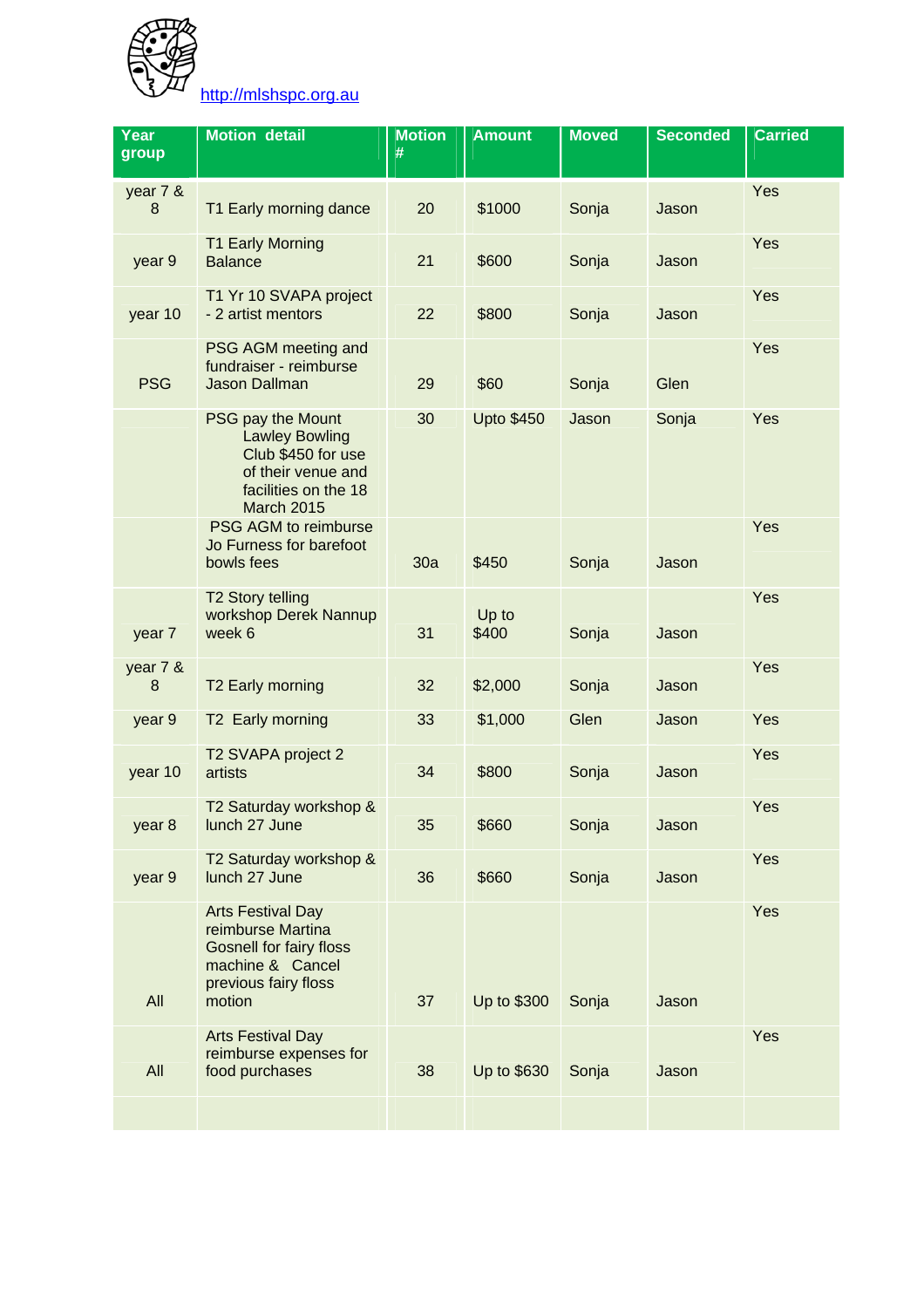http://mlshspc.org.au

| Year group | Motion detail | Motion # | Amount | Moved | Seconded | Carried |
|---|---|---|---|---|---|---|
| year 7 & 8 | T1 Early morning dance | 20 | $1000 | Sonja | Jason | Yes |
| year 9 | T1 Early Morning Balance | 21 | $600 | Sonja | Jason | Yes |
| year 10 | T1 Yr 10 SVAPA project - 2 artist mentors | 22 | $800 | Sonja | Jason | Yes |
| PSG | PSG AGM meeting and fundraiser - reimburse Jason Dallman | 29 | $60 | Sonja | Glen | Yes |
| | PSG pay the Mount Lawley Bowling Club $450 for use of their venue and facilities on the 18 March 2015 | 30 | Upto $450 | Jason | Sonja | Yes |
| | PSG AGM to reimburse Jo Furness for barefoot bowls fees | 30a | $450 | Sonja | Jason | Yes |
| year 7 | T2 Story telling workshop Derek Nannup week 6 | 31 | Up to $400 | Sonja | Jason | Yes |
| year 7 & 8 | T2 Early morning | 32 | $2,000 | Sonja | Jason | Yes |
| year 9 | T2 Early morning | 33 | $1,000 | Glen | Jason | Yes |
| year 10 | T2 SVAPA project 2 artists | 34 | $800 | Sonja | Jason | Yes |
| year 8 | T2 Saturday workshop & lunch 27 June | 35 | $660 | Sonja | Jason | Yes |
| year 9 | T2 Saturday workshop & lunch 27 June | 36 | $660 | Sonja | Jason | Yes |
| All | Arts Festival Day reimburse Martina Gosnell for fairy floss machine & Cancel previous fairy floss motion | 37 | Up to $300 | Sonja | Jason | Yes |
| All | Arts Festival Day reimburse expenses for food purchases | 38 | Up to $630 | Sonja | Jason | Yes |
| | | | | | | |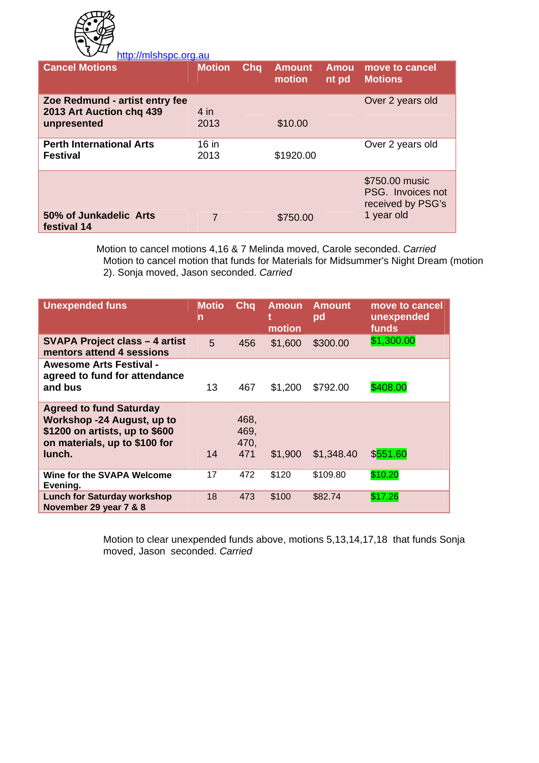http://mlshspc.org.au

| Cancel Motions | Motion | Chq | Amount motion | Amount pd | move to cancel Motions |
|---|---|---|---|---|---|
| **Zoe Redmund - artist entry fee 2013 Art Auction chq 439 unpresented** | 4 in 2013 | | $10.00 | | Over 2 years old |
| **Perth International Arts Festival** | 16 in 2013 | | $1920.00 | | Over 2 years old |
| **50% of Junkadelic Arts festival 14** | 7 | | $750.00 | | $750.00 music PSG. Invoices not received by PSG's 1 year old |

Motion to cancel motions 4,16 & 7 Melinda moved, Carole seconded. *Carried*

Motion to cancel motion that funds for Materials for Midsummer's Night Dream (motion 2). Sonja moved, Jason seconded. *Carried*

| Unexpended funs | Motion | Chq | Amount motion | Amount pd | move to cancel unexpended funds |
|---|---|---|---|---|---|
| **SVAPA Project class – 4 artist mentors attend 4 sessions** | 5 | 456 | $1,600 | $300.00 | $1,300.00 |
| **Awesome Arts Festival - agreed to fund for attendance and bus** | 13 | 467 | $1,200 | $792.00 | $408.00 |
| **Agreed to fund Saturday Workshop -24 August, up to $1200 on artists, up to $600 on materials, up to $100 for lunch.** | 14 | 468, 469, 470, 471 | $1,900 | $1,348.40 | $551.60 |
| **Wine for the SVAPA Welcome Evening.** | 17 | 472 | $120 | $109.80 | $10.20 |
| **Lunch for Saturday workshop November 29 year 7 & 8** | 18 | 473 | $100 | $82.74 | $17.26 |

Motion to clear unexpended funds above, motions 5,13,14,17,18 that funds Sonja moved, Jason seconded. *Carried*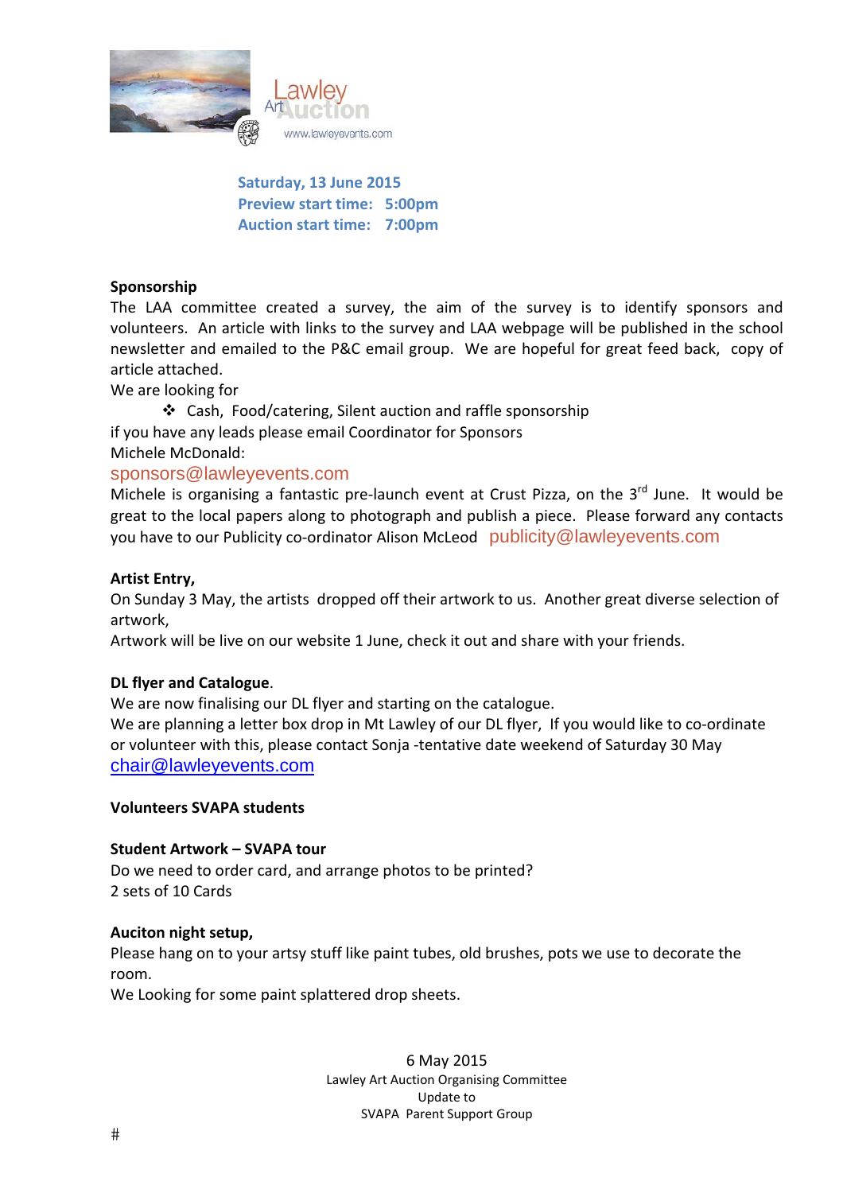Lawley Art Auction

www.lawleyevents.com

**Saturday, 13 June 2015**
**Preview start time: 5:00pm**
**Auction start time: 7:00pm**

**Sponsorship**

The LAA committee created a survey, the aim of the survey is to identify sponsors and volunteers. An article with links to the survey and LAA webpage will be published in the school newsletter and emailed to the P&C email group. We are hopeful for great feed back, copy of article attached.

We are looking for

- Cash, Food/catering, Silent auction and raffle sponsorship

if you have any leads please email Coordinator for Sponsors
Michele McDonald:
sponsors@lawleyevents.com

Michele is organising a fantastic pre-launch event at Crust Pizza, on the 3rd June. It would be great to the local papers along to photograph and publish a piece. Please forward any contacts you have to our Publicity co-ordinator Alison McLeod publicity@lawleyevents.com

**Artist Entry,**

On Sunday 3 May, the artists dropped off their artwork to us. Another great diverse selection of artwork,
Artwork will be live on our website 1 June, check it out and share with your friends.

**DL flyer and Catalogue**.

We are now finalising our DL flyer and starting on the catalogue.
We are planning a letter box drop in Mt Lawley of our DL flyer, If you would like to co-ordinate or volunteer with this, please contact Sonja -tentative date weekend of Saturday 30 May
chair@lawleyevents.com

**Volunteers SVAPA students**

**Student Artwork – SVAPA tour**

Do we need to order card, and arrange photos to be printed?
2 sets of 10 Cards

**Auciton night setup,**

Please hang on to your artsy stuff like paint tubes, old brushes, pots we use to decorate the room.
We Looking for some paint splattered drop sheets.

6 May 2015
Lawley Art Auction Organising Committee
Update to
SVAPA Parent Support Group